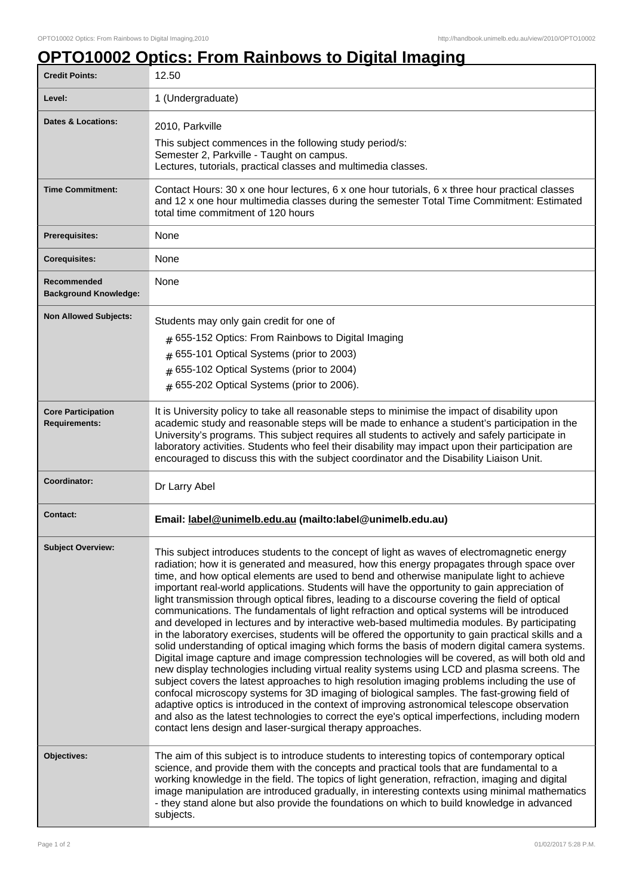# OPTO10002 Optics: From Rainbows to Digital Imaging

| | |
|---|---|
| **Credit Points:** | 12.50 |
| **Level:** | 1 (Undergraduate) |
| **Dates & Locations:** | 2010, Parkville<br>This subject commences in the following study period/s:<br>Semester 2, Parkville - Taught on campus.<br>Lectures, tutorials, practical classes and multimedia classes. |
| **Time Commitment:** | Contact Hours: 30 x one hour lectures, 6 x one hour tutorials, 6 x three hour practical classes and 12 x one hour multimedia classes during the semester Total Time Commitment: Estimated total time commitment of 120 hours |
| **Prerequisites:** | None |
| **Corequisites:** | None |
| **Recommended Background Knowledge:** | None |
| **Non Allowed Subjects:** | Students may only gain credit for one of<br># 655-152 Optics: From Rainbows to Digital Imaging<br># 655-101 Optical Systems (prior to 2003)<br># 655-102 Optical Systems (prior to 2004)<br># 655-202 Optical Systems (prior to 2006). |
| **Core Participation Requirements:** | It is University policy to take all reasonable steps to minimise the impact of disability upon academic study and reasonable steps will be made to enhance a student's participation in the University's programs. This subject requires all students to actively and safely participate in laboratory activities. Students who feel their disability may impact upon their participation are encouraged to discuss this with the subject coordinator and the Disability Liaison Unit. |
| **Coordinator:** | Dr Larry Abel |
| **Contact:** | **Email: label@unimelb.edu.au (mailto:label@unimelb.edu.au)** |
| **Subject Overview:** | This subject introduces students to the concept of light as waves of electromagnetic energy radiation; how it is generated and measured, how this energy propagates through space over time, and how optical elements are used to bend and otherwise manipulate light to achieve important real-world applications. Students will have the opportunity to gain appreciation of light transmission through optical fibres, leading to a discourse covering the field of optical communications. The fundamentals of light refraction and optical systems will be introduced and developed in lectures and by interactive web-based multimedia modules. By participating in the laboratory exercises, students will be offered the opportunity to gain practical skills and a solid understanding of optical imaging which forms the basis of modern digital camera systems. Digital image capture and image compression technologies will be covered, as will both old and new display technologies including virtual reality systems using LCD and plasma screens. The subject covers the latest approaches to high resolution imaging problems including the use of confocal microscopy systems for 3D imaging of biological samples. The fast-growing field of adaptive optics is introduced in the context of improving astronomical telescope observation and also as the latest technologies to correct the eye's optical imperfections, including modern contact lens design and laser-surgical therapy approaches. |
| **Objectives:** | The aim of this subject is to introduce students to interesting topics of contemporary optical science, and provide them with the concepts and practical tools that are fundamental to a working knowledge in the field. The topics of light generation, refraction, imaging and digital image manipulation are introduced gradually, in interesting contexts using minimal mathematics - they stand alone but also provide the foundations on which to build knowledge in advanced subjects. |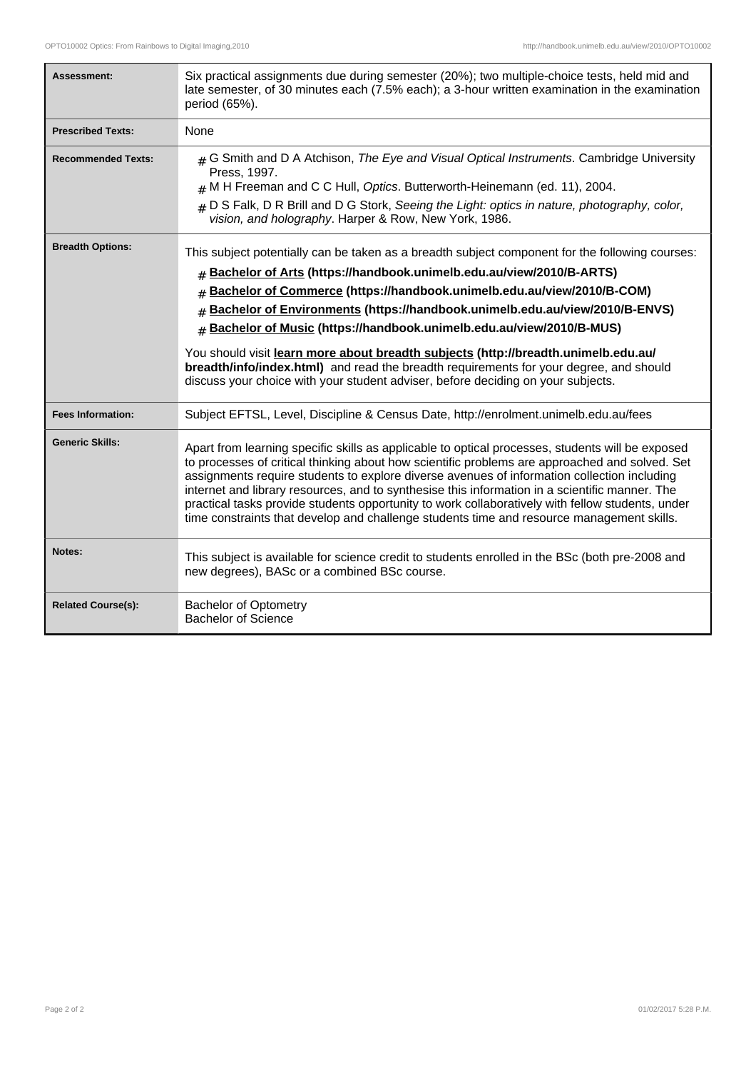| | |
|---|---|
| **Assessment:** | Six practical assignments due during semester (20%); two multiple-choice tests, held mid and late semester, of 30 minutes each (7.5% each); a 3-hour written examination in the examination period (65%). |
| **Prescribed Texts:** | None |
| **Recommended Texts:** | # G Smith and D A Atchison, *The Eye and Visual Optical Instruments*. Cambridge University Press, 1997.<br># M H Freeman and C C Hull, *Optics*. Butterworth-Heinemann (ed. 11), 2004.<br># D S Falk, D R Brill and D G Stork, *Seeing the Light: optics in nature, photography, color, vision, and holography*. Harper & Row, New York, 1986. |
| **Breadth Options:** | This subject potentially can be taken as a breadth subject component for the following courses:<br># **Bachelor of Arts (https://handbook.unimelb.edu.au/view/2010/B-ARTS)**<br># **Bachelor of Commerce (https://handbook.unimelb.edu.au/view/2010/B-COM)**<br># **Bachelor of Environments (https://handbook.unimelb.edu.au/view/2010/B-ENVS)**<br># **Bachelor of Music (https://handbook.unimelb.edu.au/view/2010/B-MUS)**<br>You should visit **learn more about breadth subjects (http://breadth.unimelb.edu.au/breadth/info/index.html)** and read the breadth requirements for your degree, and should discuss your choice with your student adviser, before deciding on your subjects. |
| **Fees Information:** | Subject EFTSL, Level, Discipline & Census Date, http://enrolment.unimelb.edu.au/fees |
| **Generic Skills:** | Apart from learning specific skills as applicable to optical processes, students will be exposed to processes of critical thinking about how scientific problems are approached and solved. Set assignments require students to explore diverse avenues of information collection including internet and library resources, and to synthesise this information in a scientific manner. The practical tasks provide students opportunity to work collaboratively with fellow students, under time constraints that develop and challenge students time and resource management skills. |
| **Notes:** | This subject is available for science credit to students enrolled in the BSc (both pre-2008 and new degrees), BASc or a combined BSc course. |
| **Related Course(s):** | Bachelor of Optometry<br>Bachelor of Science |